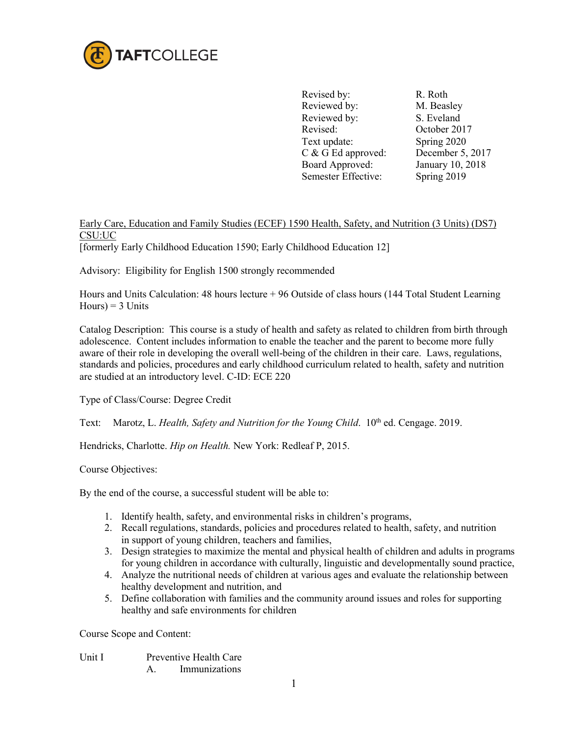TAFTCOLLEGE

| | |
|---|---|
| Revised by: | R. Roth |
| Reviewed by: | M. Beasley |
| Reviewed by: | S. Eveland |
| Revised: | October 2017 |
| Text update: | Spring 2020 |
| C & G Ed approved: | December 5, 2017 |
| Board Approved: | January 10, 2018 |
| Semester Effective: | Spring 2019 |

Early Care, Education and Family Studies (ECEF) 1590 Health, Safety, and Nutrition (3 Units) (DS7) CSU:UC
[formerly Early Childhood Education 1590; Early Childhood Education 12]

Advisory: Eligibility for English 1500 strongly recommended

Hours and Units Calculation: 48 hours lecture + 96 Outside of class hours (144 Total Student Learning Hours) = 3 Units

Catalog Description: This course is a study of health and safety as related to children from birth through adolescence. Content includes information to enable the teacher and the parent to become more fully aware of their role in developing the overall well-being of the children in their care. Laws, regulations, standards and policies, procedures and early childhood curriculum related to health, safety and nutrition are studied at an introductory level. C-ID: ECE 220

Type of Class/Course: Degree Credit

Text: Marotz, L. *Health, Safety and Nutrition for the Young Child.* 10th ed. Cengage. 2019.

Hendricks, Charlotte. *Hip on Health.* New York: Redleaf P, 2015.

Course Objectives:

By the end of the course, a successful student will be able to:

1. Identify health, safety, and environmental risks in children's programs,
2. Recall regulations, standards, policies and procedures related to health, safety, and nutrition in support of young children, teachers and families,
3. Design strategies to maximize the mental and physical health of children and adults in programs for young children in accordance with culturally, linguistic and developmentally sound practice,
4. Analyze the nutritional needs of children at various ages and evaluate the relationship between healthy development and nutrition, and
5. Define collaboration with families and the community around issues and roles for supporting healthy and safe environments for children

Course Scope and Content:

Unit I Preventive Health Care
- A. Immunizations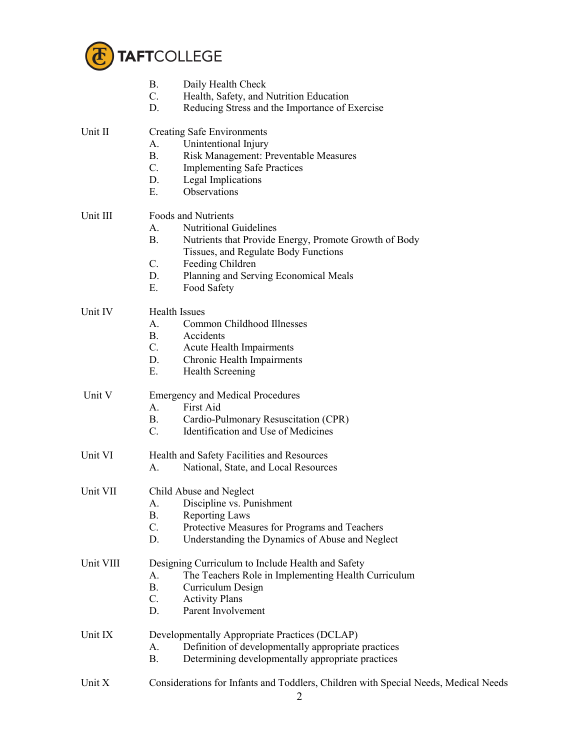B. Daily Health Check
C. Health, Safety, and Nutrition Education
D. Reducing Stress and the Importance of Exercise

Unit II — Creating Safe Environments
A. Unintentional Injury
B. Risk Management: Preventable Measures
C. Implementing Safe Practices
D. Legal Implications
E. Observations

Unit III — Foods and Nutrients
A. Nutritional Guidelines
B. Nutrients that Provide Energy, Promote Growth of Body Tissues, and Regulate Body Functions
C. Feeding Children
D. Planning and Serving Economical Meals
E. Food Safety

Unit IV — Health Issues
A. Common Childhood Illnesses
B. Accidents
C. Acute Health Impairments
D. Chronic Health Impairments
E. Health Screening

Unit V — Emergency and Medical Procedures
A. First Aid
B. Cardio-Pulmonary Resuscitation (CPR)
C. Identification and Use of Medicines

Unit VI — Health and Safety Facilities and Resources
A. National, State, and Local Resources

Unit VII — Child Abuse and Neglect
A. Discipline vs. Punishment
B. Reporting Laws
C. Protective Measures for Programs and Teachers
D. Understanding the Dynamics of Abuse and Neglect

Unit VIII — Designing Curriculum to Include Health and Safety
A. The Teachers Role in Implementing Health Curriculum
B. Curriculum Design
C. Activity Plans
D. Parent Involvement

Unit IX — Developmentally Appropriate Practices (DCLAP)
A. Definition of developmentally appropriate practices
B. Determining developmentally appropriate practices

Unit X — Considerations for Infants and Toddlers, Children with Special Needs, Medical Needs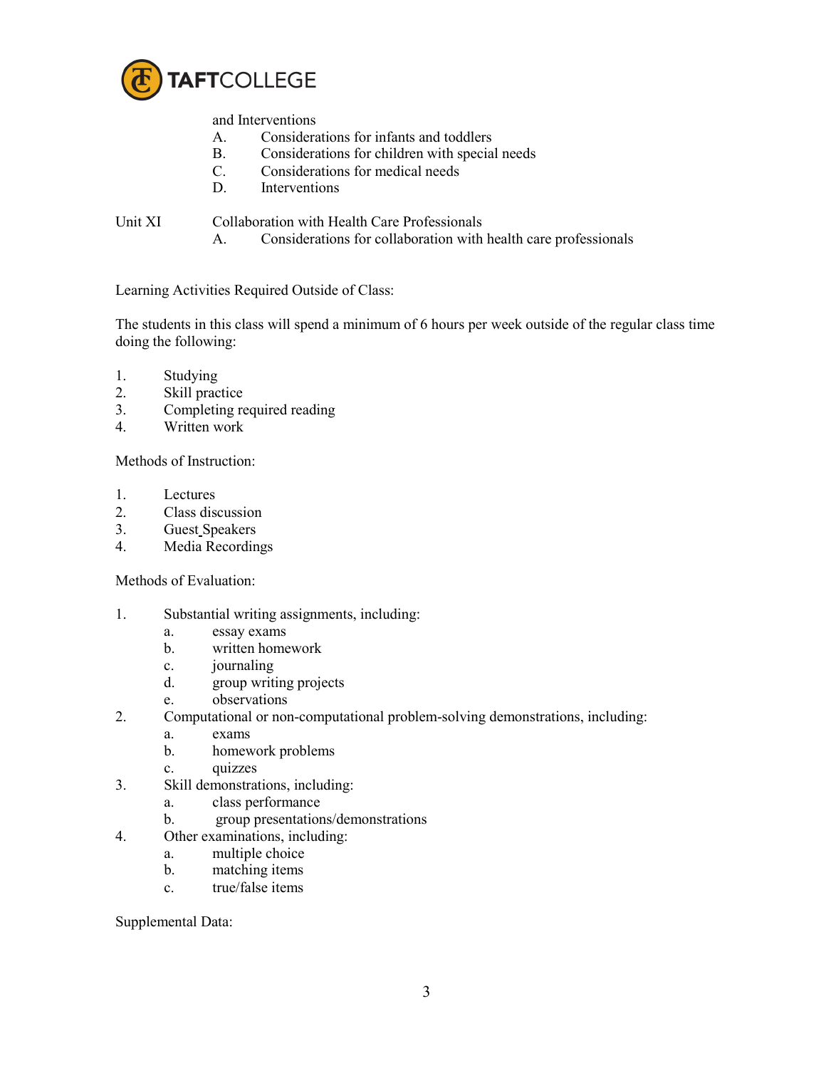and Interventions

- A. Considerations for infants and toddlers
- B. Considerations for children with special needs
- C. Considerations for medical needs
- D. Interventions

Unit XI Collaboration with Health Care Professionals

- A. Considerations for collaboration with health care professionals

Learning Activities Required Outside of Class:

The students in this class will spend a minimum of 6 hours per week outside of the regular class time doing the following:

1. Studying
2. Skill practice
3. Completing required reading
4. Written work

Methods of Instruction:

1. Lectures
2. Class discussion
3. Guest Speakers
4. Media Recordings

Methods of Evaluation:

1. Substantial writing assignments, including:
   - a. essay exams
   - b. written homework
   - c. journaling
   - d. group writing projects
   - e. observations
2. Computational or non-computational problem-solving demonstrations, including:
   - a. exams
   - b. homework problems
   - c. quizzes
3. Skill demonstrations, including:
   - a. class performance
   - b. group presentations/demonstrations
4. Other examinations, including:
   - a. multiple choice
   - b. matching items
   - c. true/false items

Supplemental Data: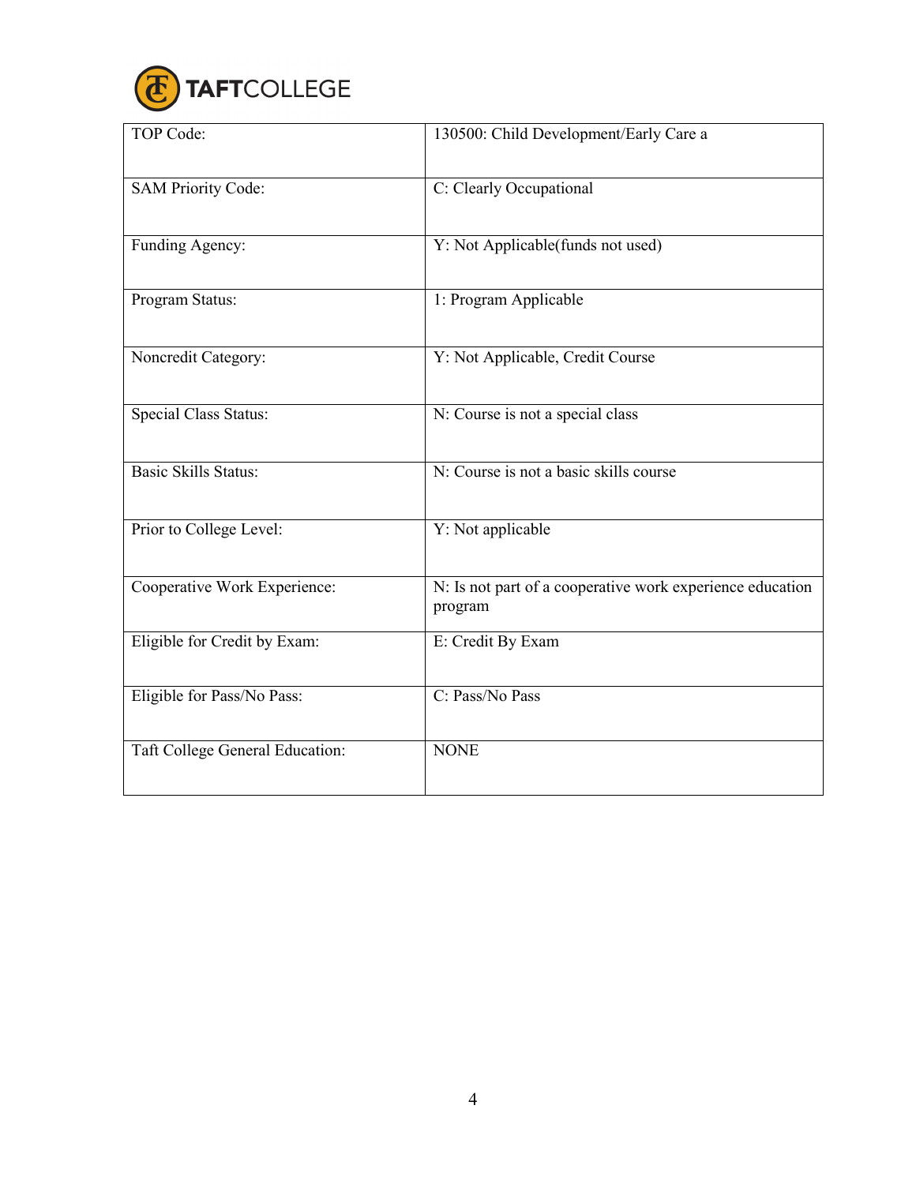| | |
|---|---|
| TOP Code: | 130500: Child Development/Early Care a |
| SAM Priority Code: | C: Clearly Occupational |
| Funding Agency: | Y: Not Applicable(funds not used) |
| Program Status: | 1: Program Applicable |
| Noncredit Category: | Y: Not Applicable, Credit Course |
| Special Class Status: | N: Course is not a special class |
| Basic Skills Status: | N: Course is not a basic skills course |
| Prior to College Level: | Y: Not applicable |
| Cooperative Work Experience: | N: Is not part of a cooperative work experience education program |
| Eligible for Credit by Exam: | E: Credit By Exam |
| Eligible for Pass/No Pass: | C: Pass/No Pass |
| Taft College General Education: | NONE |